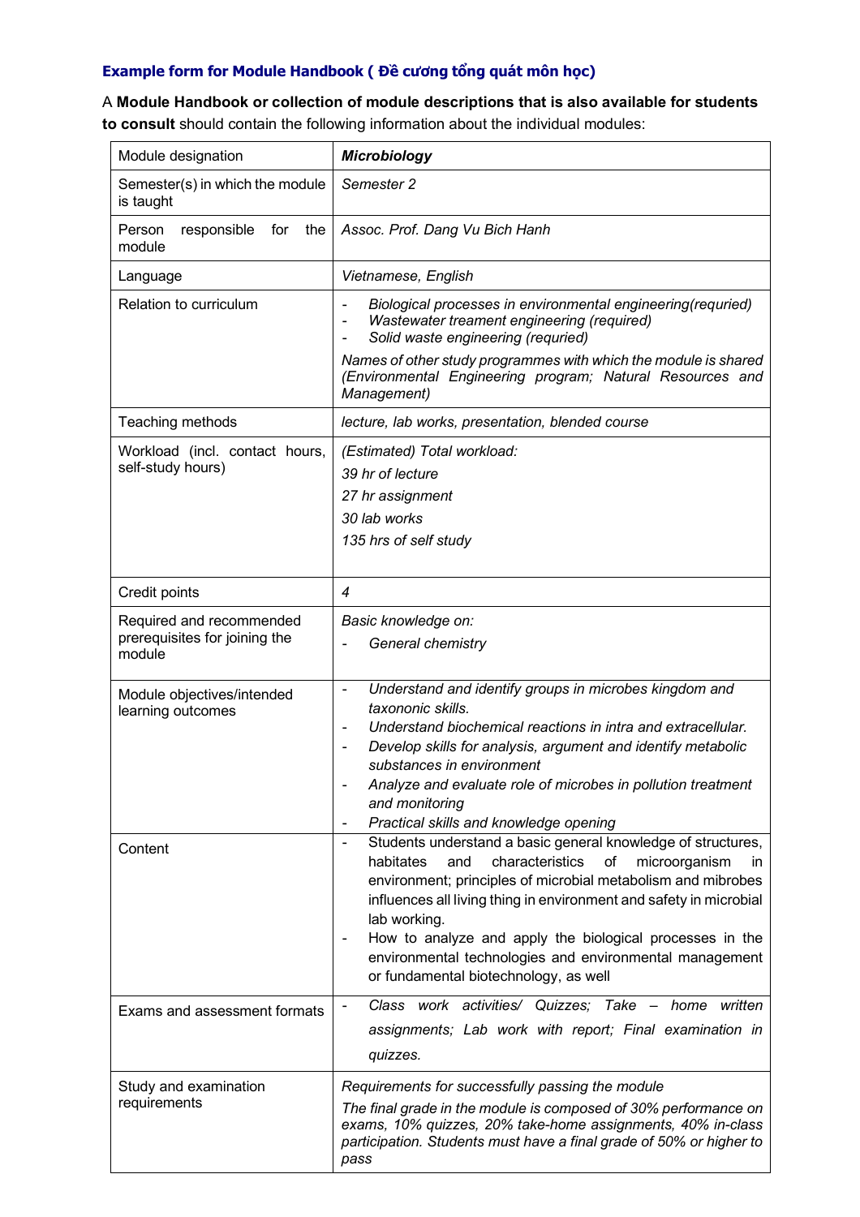**Example form for Module Handbook ( Đề cương tổng quát môn học)**

A **Module Handbook or collection of module descriptions that is also available for students to consult** should contain the following information about the individual modules:

| Module designation | ***Microbiology*** |
|---|---|
| Semester(s) in which the module is taught | *Semester 2* |
| Person responsible for the module | *Assoc. Prof. Dang Vu Bich Hanh* |
| Language | *Vietnamese, English* |
| Relation to curriculum | - *Biological processes in environmental engineering(requried)*<br>- *Wastewater treament engineering (required)*<br>- *Solid waste engineering (requried)*<br>*Names of other study programmes with which the module is shared (Environmental Engineering program; Natural Resources and Management)* |
| Teaching methods | *lecture, lab works, presentation, blended course* |
| Workload (incl. contact hours, self-study hours) | *(Estimated) Total workload:*<br>*39 hr of lecture*<br>*27 hr assignment*<br>*30 lab works*<br>*135 hrs of self study* |
| Credit points | *4* |
| Required and recommended prerequisites for joining the module | *Basic knowledge on:*<br>- *General chemistry* |
| Module objectives/intended learning outcomes | - *Understand and identify groups in microbes kingdom and taxononic skills.*<br>- *Understand biochemical reactions in intra and extracellular.*<br>- *Develop skills for analysis, argument and identify metabolic substances in environment*<br>- *Analyze and evaluate role of microbes in pollution treatment and monitoring*<br>- *Practical skills and knowledge opening* |
| Content | - Students understand a basic general knowledge of structures, habitates and characteristics of microorganism in environment; principles of microbial metabolism and mibrobes influences all living thing in environment and safety in microbial lab working.<br>- How to analyze and apply the biological processes in the environmental technologies and environmental management or fundamental biotechnology, as well |
| Exams and assessment formats | - *Class work activities/ Quizzes; Take – home written assignments; Lab work with report; Final examination in quizzes.* |
| Study and examination requirements | *Requirements for successfully passing the module*<br>*The final grade in the module is composed of 30% performance on exams, 10% quizzes, 20% take-home assignments, 40% in-class participation. Students must have a final grade of 50% or higher to pass* |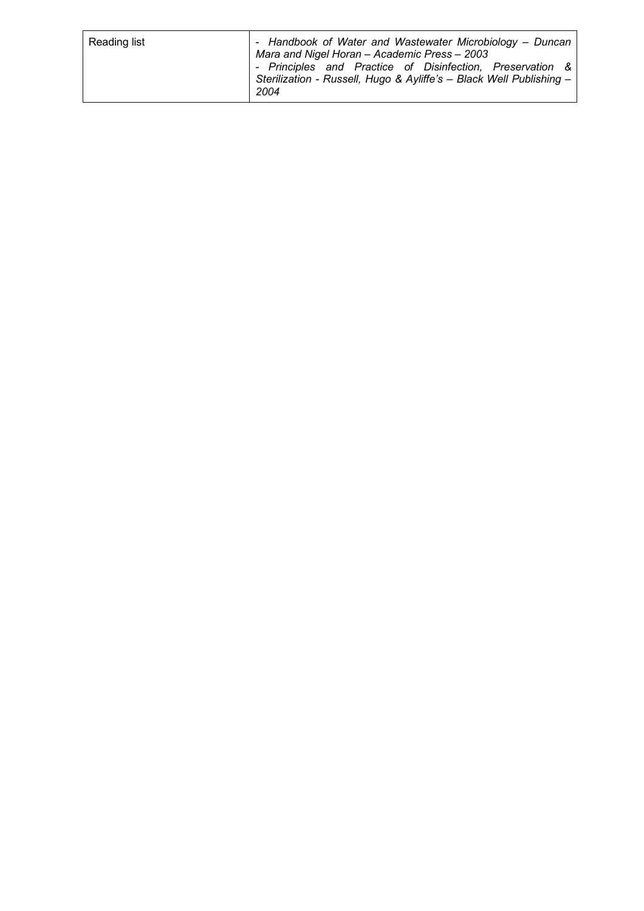| | |
|---|---|
| Reading list | - *Handbook of Water and Wastewater Microbiology – Duncan Mara and Nigel Horan – Academic Press – 2003*<br>- *Principles and Practice of Disinfection, Preservation & Sterilization - Russell, Hugo & Ayliffe's – Black Well Publishing – 2004* |